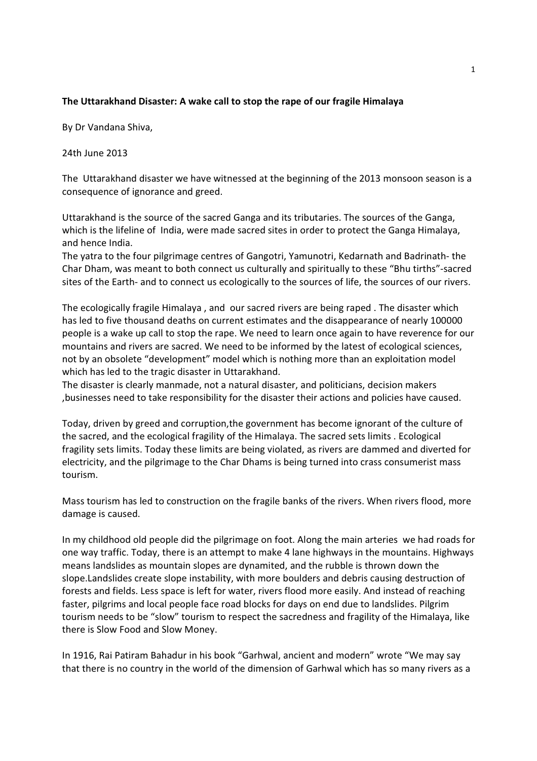**The Uttarakhand Disaster: A wake call to stop the rape of our fragile Himalaya**

By Dr Vandana Shiva,

24th June 2013

The Uttarakhand disaster we have witnessed at the beginning of the 2013 monsoon season is a consequence of ignorance and greed.

Uttarakhand is the source of the sacred Ganga and its tributaries. The sources of the Ganga, which is the lifeline of India, were made sacred sites in order to protect the Ganga Himalaya, and hence India.
The yatra to the four pilgrimage centres of Gangotri, Yamunotri, Kedarnath and Badrinath- the Char Dham, was meant to both connect us culturally and spiritually to these "Bhu tirths"-sacred sites of the Earth- and to connect us ecologically to the sources of life, the sources of our rivers.

The ecologically fragile Himalaya , and our sacred rivers are being raped . The disaster which has led to five thousand deaths on current estimates and the disappearance of nearly 100000 people is a wake up call to stop the rape. We need to learn once again to have reverence for our mountains and rivers are sacred. We need to be informed by the latest of ecological sciences, not by an obsolete "development" model which is nothing more than an exploitation model which has led to the tragic disaster in Uttarakhand.
The disaster is clearly manmade, not a natural disaster, and politicians, decision makers ,businesses need to take responsibility for the disaster their actions and policies have caused.

Today, driven by greed and corruption,the government has become ignorant of the culture of the sacred, and the ecological fragility of the Himalaya. The sacred sets limits . Ecological fragility sets limits. Today these limits are being violated, as rivers are dammed and diverted for electricity, and the pilgrimage to the Char Dhams is being turned into crass consumerist mass tourism.

Mass tourism has led to construction on the fragile banks of the rivers. When rivers flood, more damage is caused.

In my childhood old people did the pilgrimage on foot. Along the main arteries we had roads for one way traffic. Today, there is an attempt to make 4 lane highways in the mountains. Highways means landslides as mountain slopes are dynamited, and the rubble is thrown down the slope.Landslides create slope instability, with more boulders and debris causing destruction of forests and fields. Less space is left for water, rivers flood more easily. And instead of reaching faster, pilgrims and local people face road blocks for days on end due to landslides. Pilgrim tourism needs to be "slow" tourism to respect the sacredness and fragility of the Himalaya, like there is Slow Food and Slow Money.

In 1916, Rai Patiram Bahadur in his book "Garhwal, ancient and modern" wrote "We may say that there is no country in the world of the dimension of Garhwal which has so many rivers as a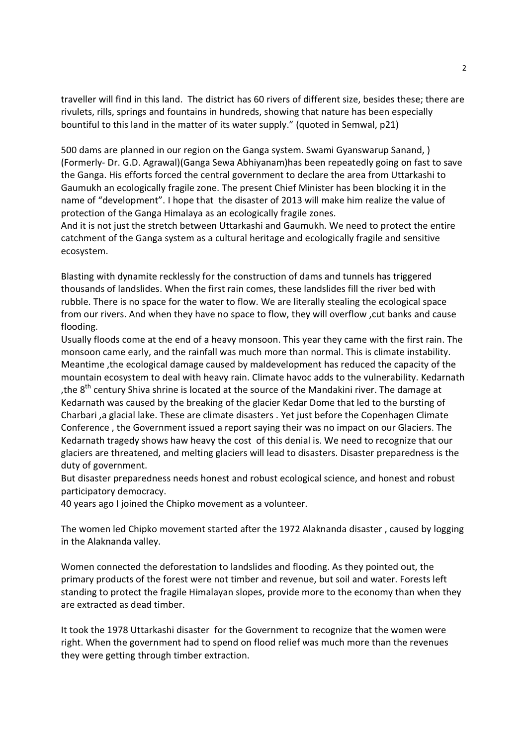traveller will find in this land. The district has 60 rivers of different size, besides these; there are rivulets, rills, springs and fountains in hundreds, showing that nature has been especially bountiful to this land in the matter of its water supply." (quoted in Semwal, p21)

500 dams are planned in our region on the Ganga system. Swami Gyanswarup Sanand, ) (Formerly- Dr. G.D. Agrawal)(Ganga Sewa Abhiyanam)has been repeatedly going on fast to save the Ganga. His efforts forced the central government to declare the area from Uttarkashi to Gaumukh an ecologically fragile zone. The present Chief Minister has been blocking it in the name of "development". I hope that the disaster of 2013 will make him realize the value of protection of the Ganga Himalaya as an ecologically fragile zones.

And it is not just the stretch between Uttarkashi and Gaumukh. We need to protect the entire catchment of the Ganga system as a cultural heritage and ecologically fragile and sensitive ecosystem.

Blasting with dynamite recklessly for the construction of dams and tunnels has triggered thousands of landslides. When the first rain comes, these landslides fill the river bed with rubble. There is no space for the water to flow. We are literally stealing the ecological space from our rivers. And when they have no space to flow, they will overflow ,cut banks and cause flooding.

Usually floods come at the end of a heavy monsoon. This year they came with the first rain. The monsoon came early, and the rainfall was much more than normal. This is climate instability. Meantime ,the ecological damage caused by maldevelopment has reduced the capacity of the mountain ecosystem to deal with heavy rain. Climate havoc adds to the vulnerability. Kedarnath ,the 8th century Shiva shrine is located at the source of the Mandakini river. The damage at Kedarnath was caused by the breaking of the glacier Kedar Dome that led to the bursting of Charbari ,a glacial lake. These are climate disasters . Yet just before the Copenhagen Climate Conference , the Government issued a report saying their was no impact on our Glaciers. The Kedarnath tragedy shows haw heavy the cost of this denial is. We need to recognize that our glaciers are threatened, and melting glaciers will lead to disasters. Disaster preparedness is the duty of government.

But disaster preparedness needs honest and robust ecological science, and honest and robust participatory democracy.

40 years ago I joined the Chipko movement as a volunteer.

The women led Chipko movement started after the 1972 Alaknanda disaster , caused by logging in the Alaknanda valley.

Women connected the deforestation to landslides and flooding. As they pointed out, the primary products of the forest were not timber and revenue, but soil and water. Forests left standing to protect the fragile Himalayan slopes, provide more to the economy than when they are extracted as dead timber.

It took the 1978 Uttarkashi disaster for the Government to recognize that the women were right. When the government had to spend on flood relief was much more than the revenues they were getting through timber extraction.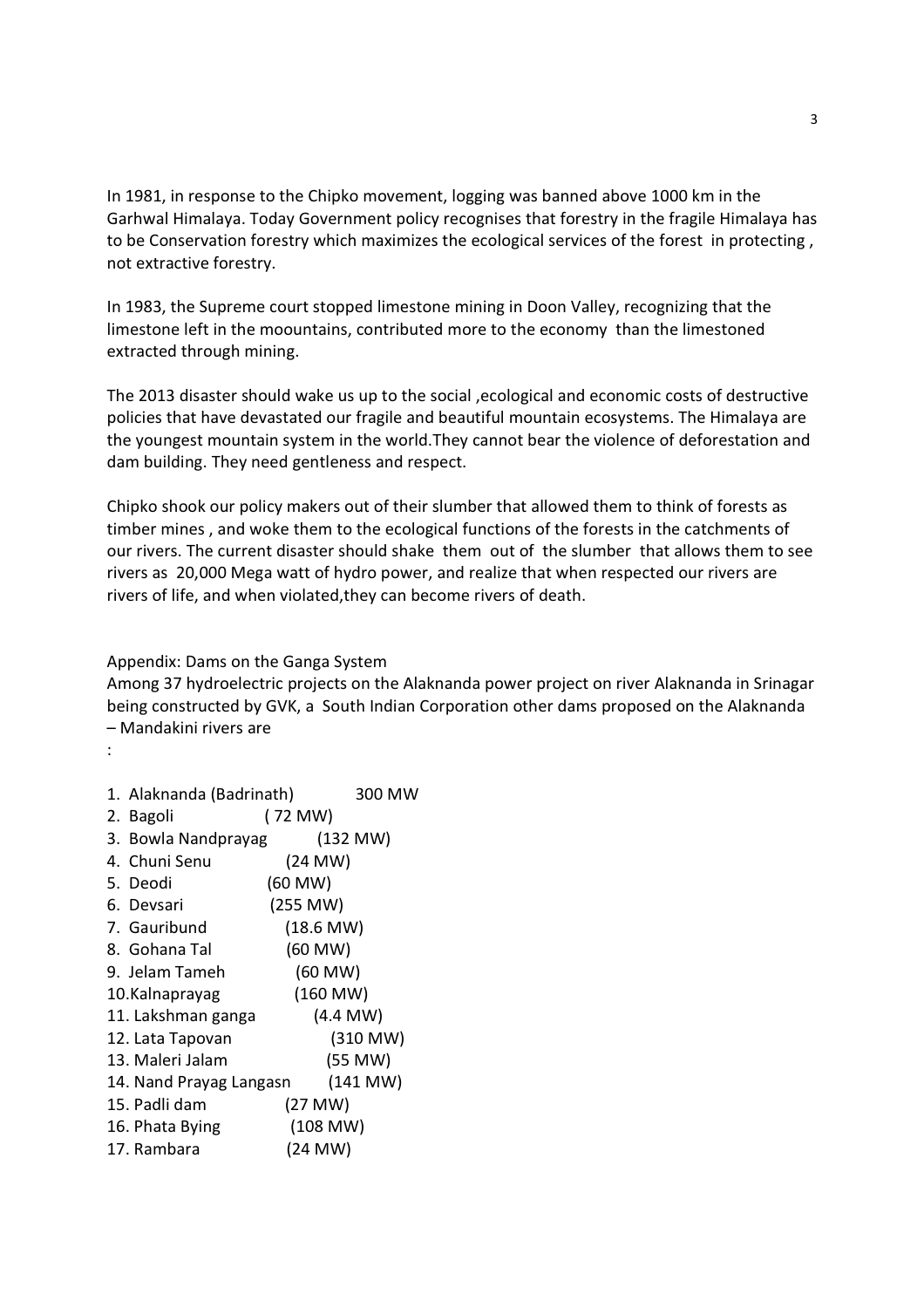In 1981, in response to the Chipko movement, logging was banned above 1000 km in the Garhwal Himalaya. Today Government policy recognises that forestry in the fragile Himalaya has to be Conservation forestry which maximizes the ecological services of the forest in protecting , not extractive forestry.

In 1983, the Supreme court stopped limestone mining in Doon Valley, recognizing that the limestone left in the moountains, contributed more to the economy than the limestoned extracted through mining.

The 2013 disaster should wake us up to the social ,ecological and economic costs of destructive policies that have devastated our fragile and beautiful mountain ecosystems. The Himalaya are the youngest mountain system in the world.They cannot bear the violence of deforestation and dam building. They need gentleness and respect.

Chipko shook our policy makers out of their slumber that allowed them to think of forests as timber mines , and woke them to the ecological functions of the forests in the catchments of our rivers. The current disaster should shake them out of the slumber that allows them to see rivers as 20,000 Mega watt of hydro power, and realize that when respected our rivers are rivers of life, and when violated,they can become rivers of death.

Appendix: Dams on the Ganga System

Among 37 hydroelectric projects on the Alaknanda power project on river Alaknanda in Srinagar being constructed by GVK, a South Indian Corporation other dams proposed on the Alaknanda – Mandakini rivers are

:

1. Alaknanda (Badrinath) 300 MW
2. Bagoli ( 72 MW)
3. Bowla Nandprayag (132 MW)
4. Chuni Senu (24 MW)
5. Deodi (60 MW)
6. Devsari (255 MW)
7. Gauribund (18.6 MW)
8. Gohana Tal (60 MW)
9. Jelam Tameh (60 MW)
10. Kalnaprayag (160 MW)
11. Lakshman ganga (4.4 MW)
12. Lata Tapovan (310 MW)
13. Maleri Jalam (55 MW)
14. Nand Prayag Langasn (141 MW)
15. Padli dam (27 MW)
16. Phata Bying (108 MW)
17. Rambara (24 MW)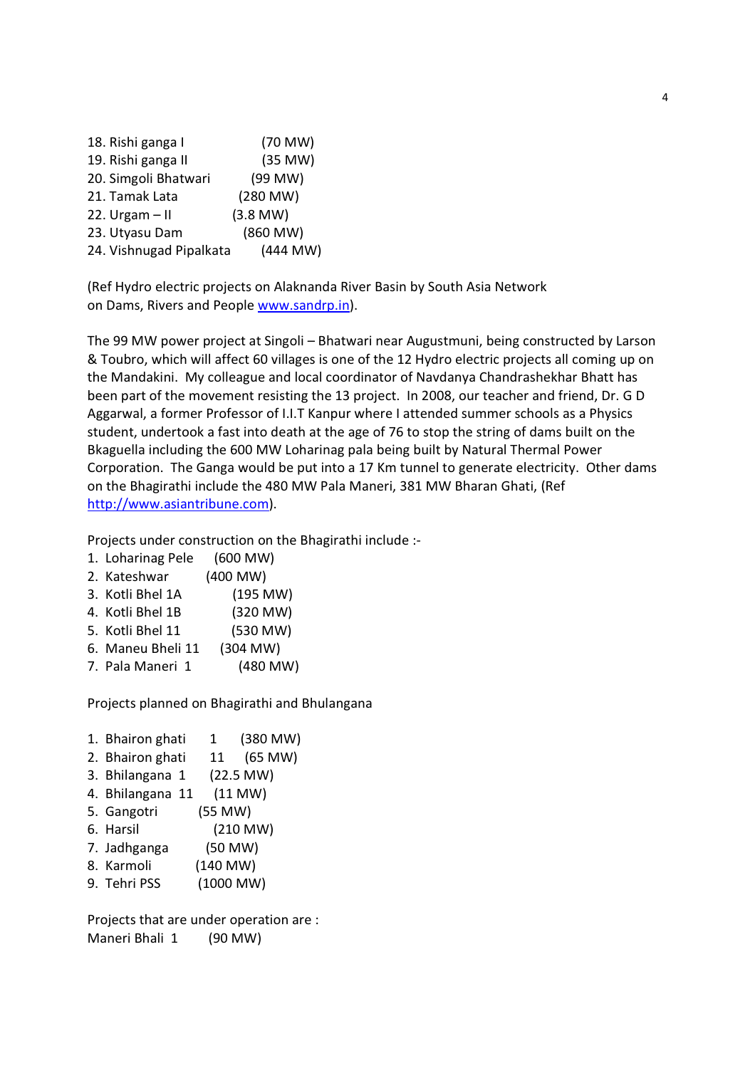18. Rishi ganga I (70 MW)
19. Rishi ganga II (35 MW)
20. Simgoli Bhatwari (99 MW)
21. Tamak Lata (280 MW)
22. Urgam – II (3.8 MW)
23. Utyasu Dam (860 MW)
24. Vishnugad Pipalkata (444 MW)

(Ref Hydro electric projects on Alaknanda River Basin by South Asia Network on Dams, Rivers and People www.sandrp.in).

The 99 MW power project at Singoli – Bhatwari near Augustmuni, being constructed by Larson & Toubro, which will affect 60 villages is one of the 12 Hydro electric projects all coming up on the Mandakini. My colleague and local coordinator of Navdanya Chandrashekhar Bhatt has been part of the movement resisting the 13 project. In 2008, our teacher and friend, Dr. G D Aggarwal, a former Professor of I.I.T Kanpur where I attended summer schools as a Physics student, undertook a fast into death at the age of 76 to stop the string of dams built on the Bkaguella including the 600 MW Loharinag pala being built by Natural Thermal Power Corporation. The Ganga would be put into a 17 Km tunnel to generate electricity. Other dams on the Bhagirathi include the 480 MW Pala Maneri, 381 MW Bharan Ghati, (Ref http://www.asiantribune.com).

Projects under construction on the Bhagirathi include :-

1. Loharinag Pele (600 MW)
2. Kateshwar (400 MW)
3. Kotli Bhel 1A (195 MW)
4. Kotli Bhel 1B (320 MW)
5. Kotli Bhel 11 (530 MW)
6. Maneu Bheli 11 (304 MW)
7. Pala Maneri 1 (480 MW)

Projects planned on Bhagirathi and Bhulangana

1. Bhairon ghati 1 (380 MW)
2. Bhairon ghati 11 (65 MW)
3. Bhilangana 1 (22.5 MW)
4. Bhilangana 11 (11 MW)
5. Gangotri (55 MW)
6. Harsil (210 MW)
7. Jadhganga (50 MW)
8. Karmoli (140 MW)
9. Tehri PSS (1000 MW)

Projects that are under operation are :

Maneri Bhali 1 (90 MW)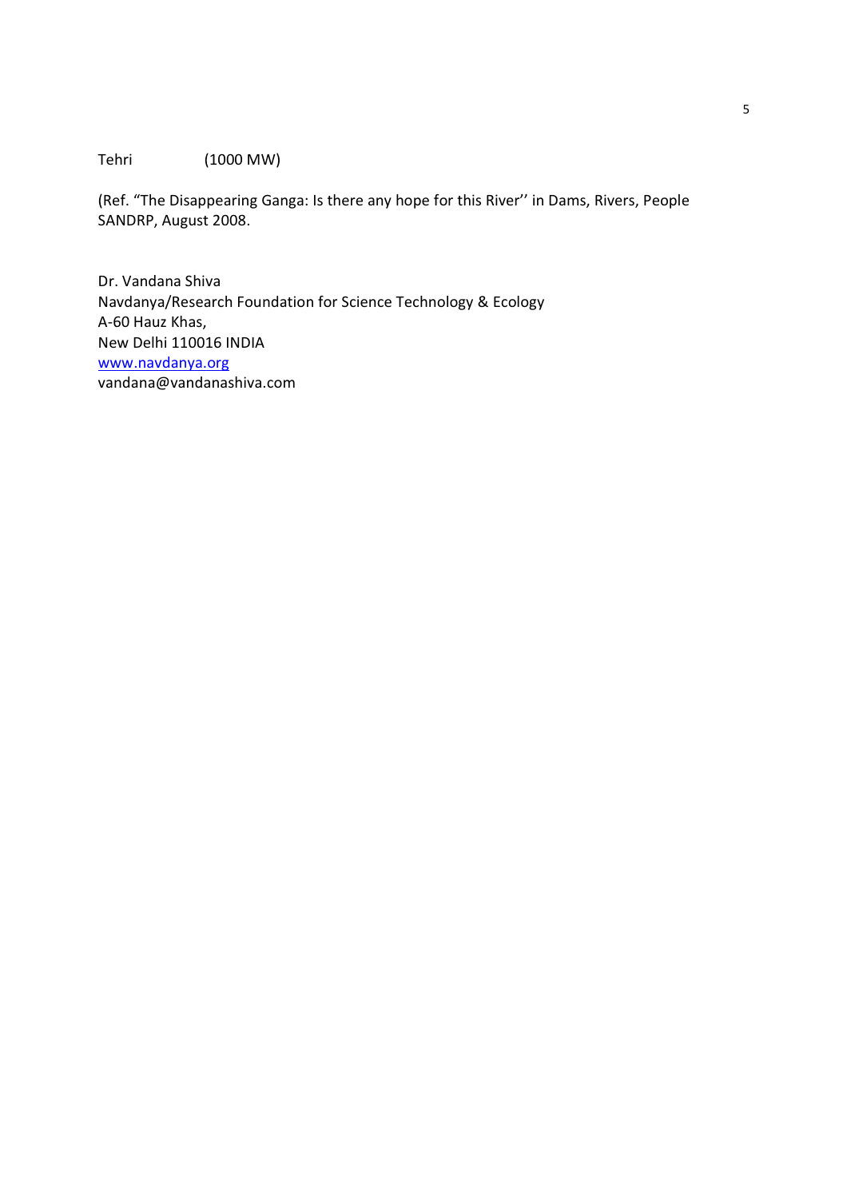Tehri (1000 MW)

(Ref. "The Disappearing Ganga: Is there any hope for this River'' in Dams, Rivers, People SANDRP, August 2008.

Dr. Vandana Shiva
Navdanya/Research Foundation for Science Technology & Ecology
A-60 Hauz Khas,
New Delhi 110016 INDIA
www.navdanya.org
vandana@vandanashiva.com